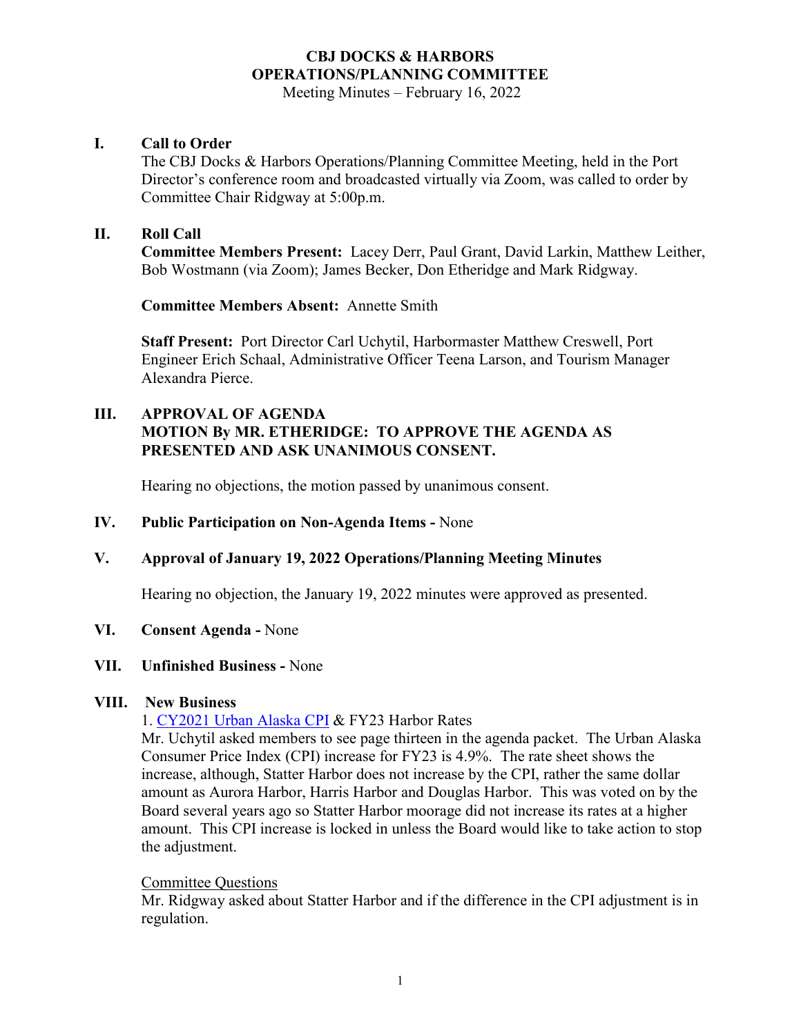# CBJ DOCKS & HARBORS
# OPERATIONS/PLANNING COMMITTEE

Meeting Minutes – February 16, 2022

## I. Call to Order

The CBJ Docks & Harbors Operations/Planning Committee Meeting, held in the Port Director's conference room and broadcasted virtually via Zoom, was called to order by Committee Chair Ridgway at 5:00p.m.

## II. Roll Call

**Committee Members Present:** Lacey Derr, Paul Grant, David Larkin, Matthew Leither, Bob Wostmann (via Zoom); James Becker, Don Etheridge and Mark Ridgway.

**Committee Members Absent:** Annette Smith

**Staff Present:** Port Director Carl Uchytil, Harbormaster Matthew Creswell, Port Engineer Erich Schaal, Administrative Officer Teena Larson, and Tourism Manager Alexandra Pierce.

## III. APPROVAL OF AGENDA

**MOTION By MR. ETHERIDGE: TO APPROVE THE AGENDA AS PRESENTED AND ASK UNANIMOUS CONSENT.**

Hearing no objections, the motion passed by unanimous consent.

## IV. Public Participation on Non-Agenda Items - None

## V. Approval of January 19, 2022 Operations/Planning Meeting Minutes

Hearing no objection, the January 19, 2022 minutes were approved as presented.

## VI. Consent Agenda - None

## VII. Unfinished Business - None

## VIII. New Business

1. CY2021 Urban Alaska CPI & FY23 Harbor Rates

Mr. Uchytil asked members to see page thirteen in the agenda packet. The Urban Alaska Consumer Price Index (CPI) increase for FY23 is 4.9%. The rate sheet shows the increase, although, Statter Harbor does not increase by the CPI, rather the same dollar amount as Aurora Harbor, Harris Harbor and Douglas Harbor. This was voted on by the Board several years ago so Statter Harbor moorage did not increase its rates at a higher amount. This CPI increase is locked in unless the Board would like to take action to stop the adjustment.

Committee Questions

Mr. Ridgway asked about Statter Harbor and if the difference in the CPI adjustment is in regulation.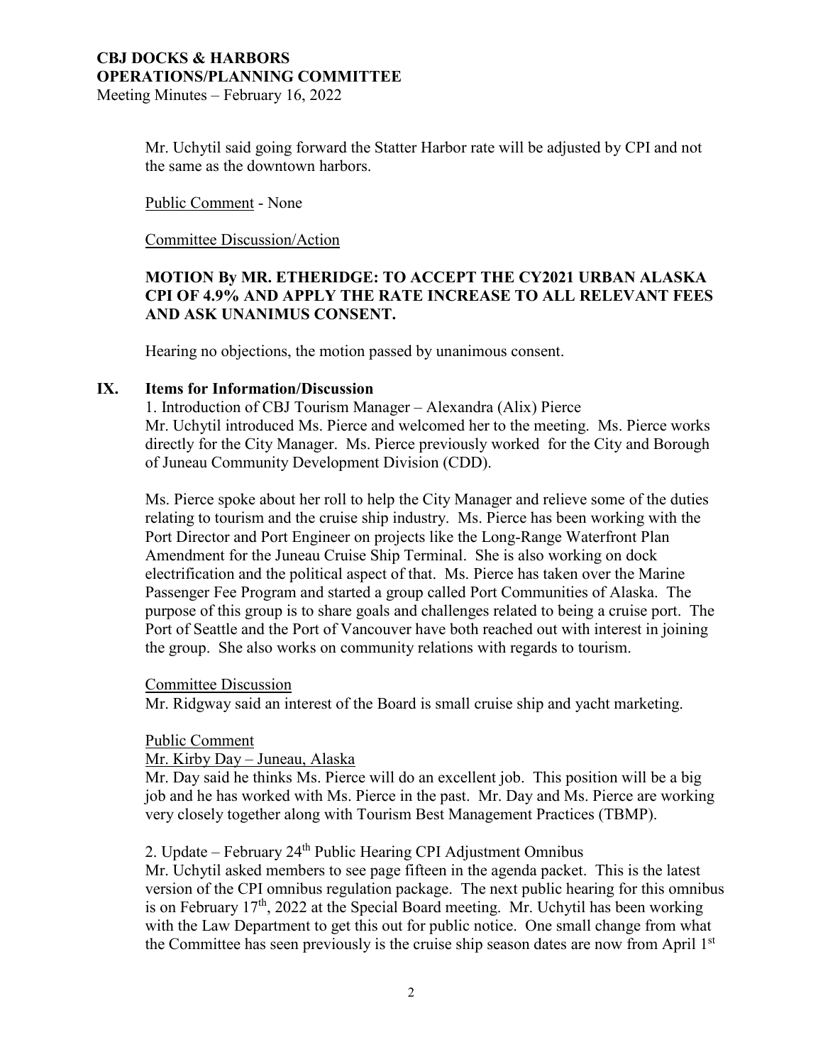Mr. Uchytil said going forward the Statter Harbor rate will be adjusted by CPI and not the same as the downtown harbors.

Public Comment - None

Committee Discussion/Action

**MOTION By MR. ETHERIDGE: TO ACCEPT THE CY2021 URBAN ALASKA CPI OF 4.9% AND APPLY THE RATE INCREASE TO ALL RELEVANT FEES AND ASK UNANIMUS CONSENT.**

Hearing no objections, the motion passed by unanimous consent.

## IX. Items for Information/Discussion

1. Introduction of CBJ Tourism Manager – Alexandra (Alix) Pierce

Mr. Uchytil introduced Ms. Pierce and welcomed her to the meeting. Ms. Pierce works directly for the City Manager. Ms. Pierce previously worked for the City and Borough of Juneau Community Development Division (CDD).

Ms. Pierce spoke about her roll to help the City Manager and relieve some of the duties relating to tourism and the cruise ship industry. Ms. Pierce has been working with the Port Director and Port Engineer on projects like the Long-Range Waterfront Plan Amendment for the Juneau Cruise Ship Terminal. She is also working on dock electrification and the political aspect of that. Ms. Pierce has taken over the Marine Passenger Fee Program and started a group called Port Communities of Alaska. The purpose of this group is to share goals and challenges related to being a cruise port. The Port of Seattle and the Port of Vancouver have both reached out with interest in joining the group. She also works on community relations with regards to tourism.

Committee Discussion

Mr. Ridgway said an interest of the Board is small cruise ship and yacht marketing.

Public Comment

Mr. Kirby Day – Juneau, Alaska

Mr. Day said he thinks Ms. Pierce will do an excellent job. This position will be a big job and he has worked with Ms. Pierce in the past. Mr. Day and Ms. Pierce are working very closely together along with Tourism Best Management Practices (TBMP).

2. Update – February 24th Public Hearing CPI Adjustment Omnibus

Mr. Uchytil asked members to see page fifteen in the agenda packet. This is the latest version of the CPI omnibus regulation package. The next public hearing for this omnibus is on February 17th, 2022 at the Special Board meeting. Mr. Uchytil has been working with the Law Department to get this out for public notice. One small change from what the Committee has seen previously is the cruise ship season dates are now from April 1st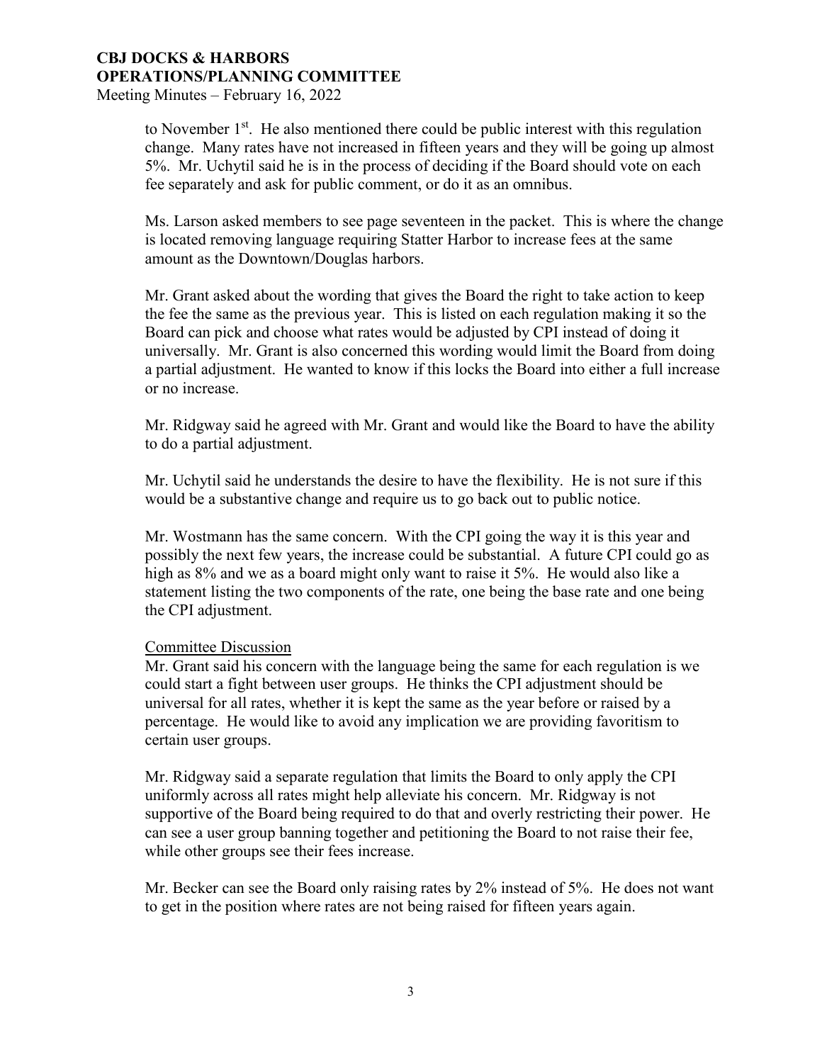to November 1st. He also mentioned there could be public interest with this regulation change. Many rates have not increased in fifteen years and they will be going up almost 5%. Mr. Uchytil said he is in the process of deciding if the Board should vote on each fee separately and ask for public comment, or do it as an omnibus.

Ms. Larson asked members to see page seventeen in the packet. This is where the change is located removing language requiring Statter Harbor to increase fees at the same amount as the Downtown/Douglas harbors.

Mr. Grant asked about the wording that gives the Board the right to take action to keep the fee the same as the previous year. This is listed on each regulation making it so the Board can pick and choose what rates would be adjusted by CPI instead of doing it universally. Mr. Grant is also concerned this wording would limit the Board from doing a partial adjustment. He wanted to know if this locks the Board into either a full increase or no increase.

Mr. Ridgway said he agreed with Mr. Grant and would like the Board to have the ability to do a partial adjustment.

Mr. Uchytil said he understands the desire to have the flexibility. He is not sure if this would be a substantive change and require us to go back out to public notice.

Mr. Wostmann has the same concern. With the CPI going the way it is this year and possibly the next few years, the increase could be substantial. A future CPI could go as high as 8% and we as a board might only want to raise it 5%. He would also like a statement listing the two components of the rate, one being the base rate and one being the CPI adjustment.

Committee Discussion

Mr. Grant said his concern with the language being the same for each regulation is we could start a fight between user groups. He thinks the CPI adjustment should be universal for all rates, whether it is kept the same as the year before or raised by a percentage. He would like to avoid any implication we are providing favoritism to certain user groups.

Mr. Ridgway said a separate regulation that limits the Board to only apply the CPI uniformly across all rates might help alleviate his concern. Mr. Ridgway is not supportive of the Board being required to do that and overly restricting their power. He can see a user group banning together and petitioning the Board to not raise their fee, while other groups see their fees increase.

Mr. Becker can see the Board only raising rates by 2% instead of 5%. He does not want to get in the position where rates are not being raised for fifteen years again.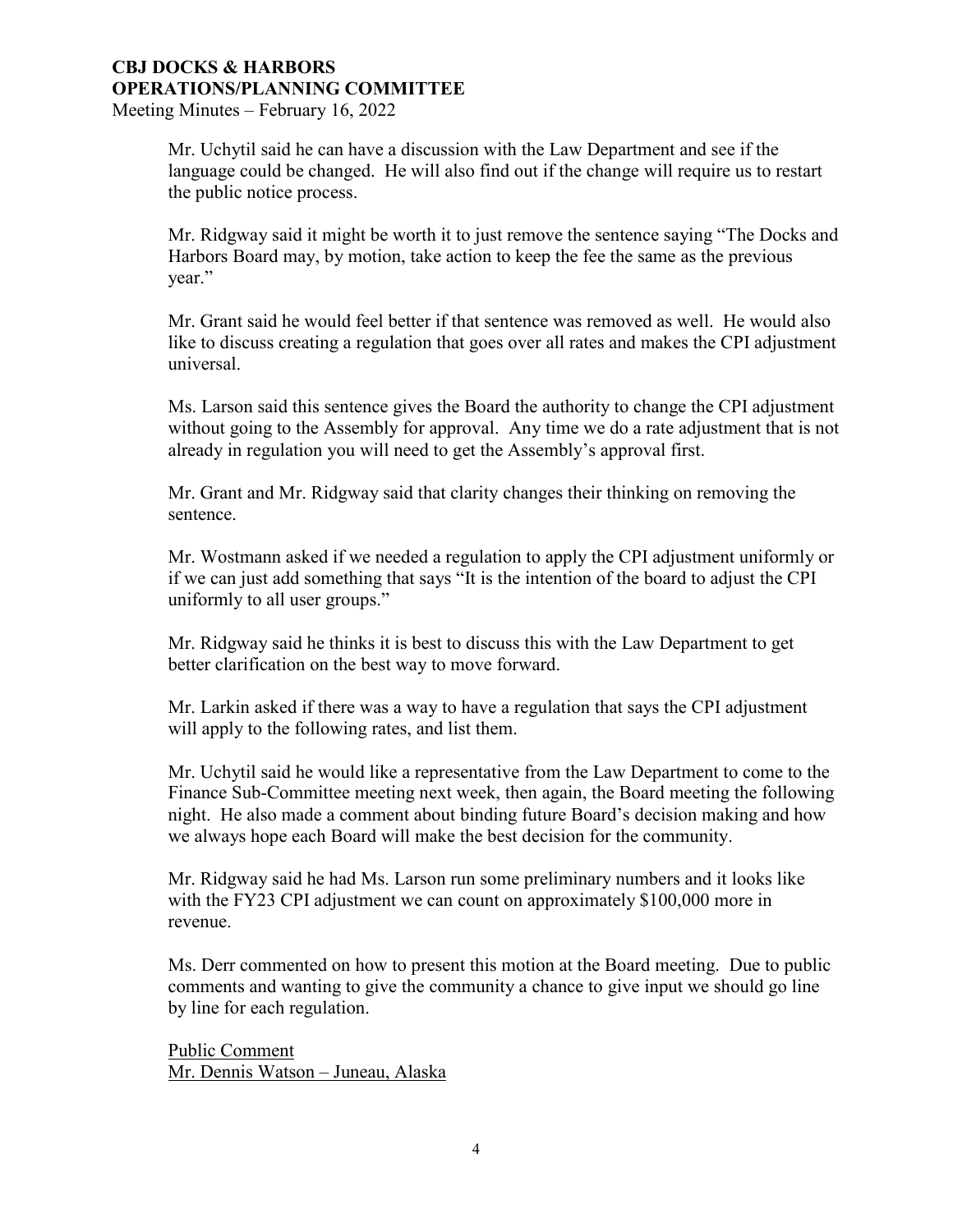Mr. Uchytil said he can have a discussion with the Law Department and see if the language could be changed. He will also find out if the change will require us to restart the public notice process.

Mr. Ridgway said it might be worth it to just remove the sentence saying "The Docks and Harbors Board may, by motion, take action to keep the fee the same as the previous year."

Mr. Grant said he would feel better if that sentence was removed as well. He would also like to discuss creating a regulation that goes over all rates and makes the CPI adjustment universal.

Ms. Larson said this sentence gives the Board the authority to change the CPI adjustment without going to the Assembly for approval. Any time we do a rate adjustment that is not already in regulation you will need to get the Assembly's approval first.

Mr. Grant and Mr. Ridgway said that clarity changes their thinking on removing the sentence.

Mr. Wostmann asked if we needed a regulation to apply the CPI adjustment uniformly or if we can just add something that says "It is the intention of the board to adjust the CPI uniformly to all user groups."

Mr. Ridgway said he thinks it is best to discuss this with the Law Department to get better clarification on the best way to move forward.

Mr. Larkin asked if there was a way to have a regulation that says the CPI adjustment will apply to the following rates, and list them.

Mr. Uchytil said he would like a representative from the Law Department to come to the Finance Sub-Committee meeting next week, then again, the Board meeting the following night. He also made a comment about binding future Board's decision making and how we always hope each Board will make the best decision for the community.

Mr. Ridgway said he had Ms. Larson run some preliminary numbers and it looks like with the FY23 CPI adjustment we can count on approximately $100,000 more in revenue.

Ms. Derr commented on how to present this motion at the Board meeting. Due to public comments and wanting to give the community a chance to give input we should go line by line for each regulation.

<u>Public Comment</u>
<u>Mr. Dennis Watson – Juneau, Alaska</u>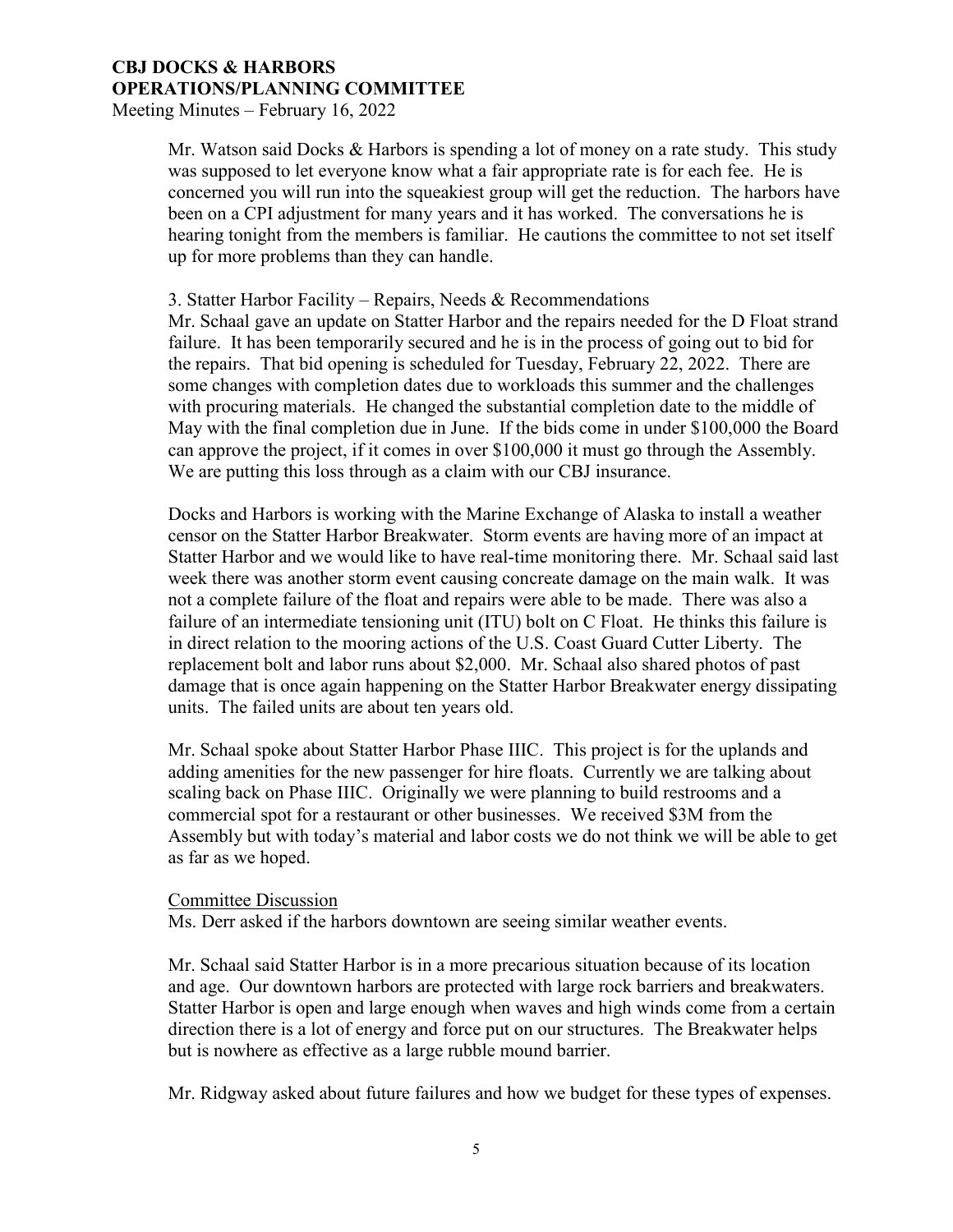Mr. Watson said Docks & Harbors is spending a lot of money on a rate study. This study was supposed to let everyone know what a fair appropriate rate is for each fee. He is concerned you will run into the squeakiest group will get the reduction. The harbors have been on a CPI adjustment for many years and it has worked. The conversations he is hearing tonight from the members is familiar. He cautions the committee to not set itself up for more problems than they can handle.

3. Statter Harbor Facility – Repairs, Needs & Recommendations

Mr. Schaal gave an update on Statter Harbor and the repairs needed for the D Float strand failure. It has been temporarily secured and he is in the process of going out to bid for the repairs. That bid opening is scheduled for Tuesday, February 22, 2022. There are some changes with completion dates due to workloads this summer and the challenges with procuring materials. He changed the substantial completion date to the middle of May with the final completion due in June. If the bids come in under $100,000 the Board can approve the project, if it comes in over $100,000 it must go through the Assembly. We are putting this loss through as a claim with our CBJ insurance.

Docks and Harbors is working with the Marine Exchange of Alaska to install a weather censor on the Statter Harbor Breakwater. Storm events are having more of an impact at Statter Harbor and we would like to have real-time monitoring there. Mr. Schaal said last week there was another storm event causing concreate damage on the main walk. It was not a complete failure of the float and repairs were able to be made. There was also a failure of an intermediate tensioning unit (ITU) bolt on C Float. He thinks this failure is in direct relation to the mooring actions of the U.S. Coast Guard Cutter Liberty. The replacement bolt and labor runs about $2,000. Mr. Schaal also shared photos of past damage that is once again happening on the Statter Harbor Breakwater energy dissipating units. The failed units are about ten years old.

Mr. Schaal spoke about Statter Harbor Phase IIIC. This project is for the uplands and adding amenities for the new passenger for hire floats. Currently we are talking about scaling back on Phase IIIC. Originally we were planning to build restrooms and a commercial spot for a restaurant or other businesses. We received $3M from the Assembly but with today's material and labor costs we do not think we will be able to get as far as we hoped.

<u>Committee Discussion</u>

Ms. Derr asked if the harbors downtown are seeing similar weather events.

Mr. Schaal said Statter Harbor is in a more precarious situation because of its location and age. Our downtown harbors are protected with large rock barriers and breakwaters. Statter Harbor is open and large enough when waves and high winds come from a certain direction there is a lot of energy and force put on our structures. The Breakwater helps but is nowhere as effective as a large rubble mound barrier.

Mr. Ridgway asked about future failures and how we budget for these types of expenses.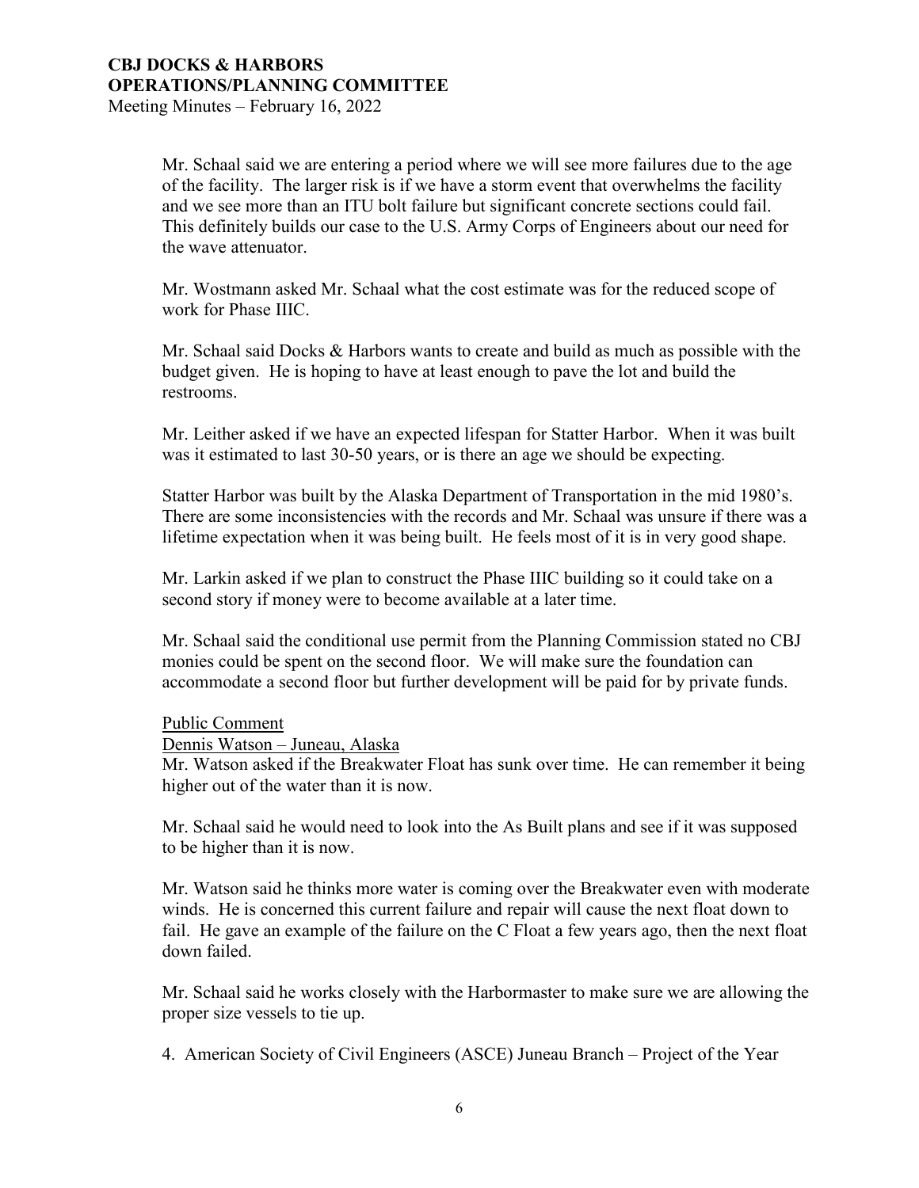Mr. Schaal said we are entering a period where we will see more failures due to the age of the facility. The larger risk is if we have a storm event that overwhelms the facility and we see more than an ITU bolt failure but significant concrete sections could fail. This definitely builds our case to the U.S. Army Corps of Engineers about our need for the wave attenuator.

Mr. Wostmann asked Mr. Schaal what the cost estimate was for the reduced scope of work for Phase IIIC.

Mr. Schaal said Docks & Harbors wants to create and build as much as possible with the budget given. He is hoping to have at least enough to pave the lot and build the restrooms.

Mr. Leither asked if we have an expected lifespan for Statter Harbor. When it was built was it estimated to last 30-50 years, or is there an age we should be expecting.

Statter Harbor was built by the Alaska Department of Transportation in the mid 1980's. There are some inconsistencies with the records and Mr. Schaal was unsure if there was a lifetime expectation when it was being built. He feels most of it is in very good shape.

Mr. Larkin asked if we plan to construct the Phase IIIC building so it could take on a second story if money were to become available at a later time.

Mr. Schaal said the conditional use permit from the Planning Commission stated no CBJ monies could be spent on the second floor. We will make sure the foundation can accommodate a second floor but further development will be paid for by private funds.

Public Comment

Dennis Watson – Juneau, Alaska

Mr. Watson asked if the Breakwater Float has sunk over time. He can remember it being higher out of the water than it is now.

Mr. Schaal said he would need to look into the As Built plans and see if it was supposed to be higher than it is now.

Mr. Watson said he thinks more water is coming over the Breakwater even with moderate winds. He is concerned this current failure and repair will cause the next float down to fail. He gave an example of the failure on the C Float a few years ago, then the next float down failed.

Mr. Schaal said he works closely with the Harbormaster to make sure we are allowing the proper size vessels to tie up.

4. American Society of Civil Engineers (ASCE) Juneau Branch – Project of the Year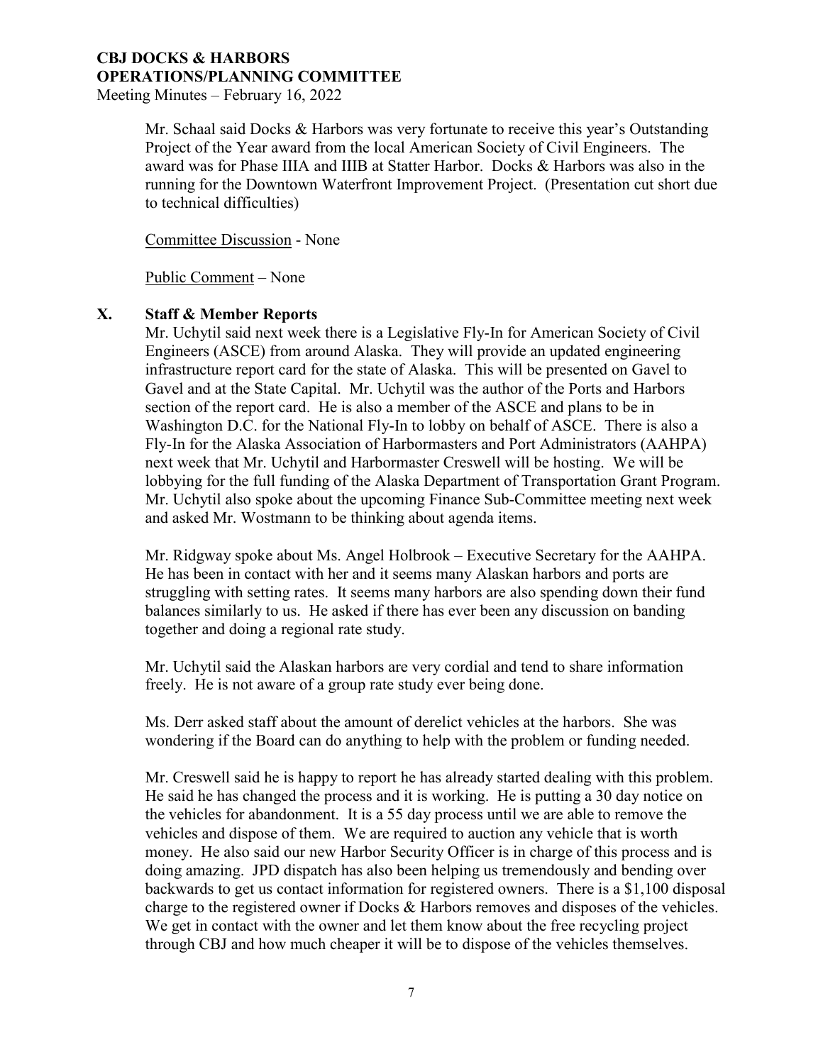Mr. Schaal said Docks & Harbors was very fortunate to receive this year's Outstanding Project of the Year award from the local American Society of Civil Engineers. The award was for Phase IIIA and IIIB at Statter Harbor. Docks & Harbors was also in the running for the Downtown Waterfront Improvement Project. (Presentation cut short due to technical difficulties)

Committee Discussion - None

Public Comment – None

## X. Staff & Member Reports

Mr. Uchytil said next week there is a Legislative Fly-In for American Society of Civil Engineers (ASCE) from around Alaska. They will provide an updated engineering infrastructure report card for the state of Alaska. This will be presented on Gavel to Gavel and at the State Capital. Mr. Uchytil was the author of the Ports and Harbors section of the report card. He is also a member of the ASCE and plans to be in Washington D.C. for the National Fly-In to lobby on behalf of ASCE. There is also a Fly-In for the Alaska Association of Harbormasters and Port Administrators (AAHPA) next week that Mr. Uchytil and Harbormaster Creswell will be hosting. We will be lobbying for the full funding of the Alaska Department of Transportation Grant Program. Mr. Uchytil also spoke about the upcoming Finance Sub-Committee meeting next week and asked Mr. Wostmann to be thinking about agenda items.

Mr. Ridgway spoke about Ms. Angel Holbrook – Executive Secretary for the AAHPA. He has been in contact with her and it seems many Alaskan harbors and ports are struggling with setting rates. It seems many harbors are also spending down their fund balances similarly to us. He asked if there has ever been any discussion on banding together and doing a regional rate study.

Mr. Uchytil said the Alaskan harbors are very cordial and tend to share information freely. He is not aware of a group rate study ever being done.

Ms. Derr asked staff about the amount of derelict vehicles at the harbors. She was wondering if the Board can do anything to help with the problem or funding needed.

Mr. Creswell said he is happy to report he has already started dealing with this problem. He said he has changed the process and it is working. He is putting a 30 day notice on the vehicles for abandonment. It is a 55 day process until we are able to remove the vehicles and dispose of them. We are required to auction any vehicle that is worth money. He also said our new Harbor Security Officer is in charge of this process and is doing amazing. JPD dispatch has also been helping us tremendously and bending over backwards to get us contact information for registered owners. There is a $1,100 disposal charge to the registered owner if Docks & Harbors removes and disposes of the vehicles. We get in contact with the owner and let them know about the free recycling project through CBJ and how much cheaper it will be to dispose of the vehicles themselves.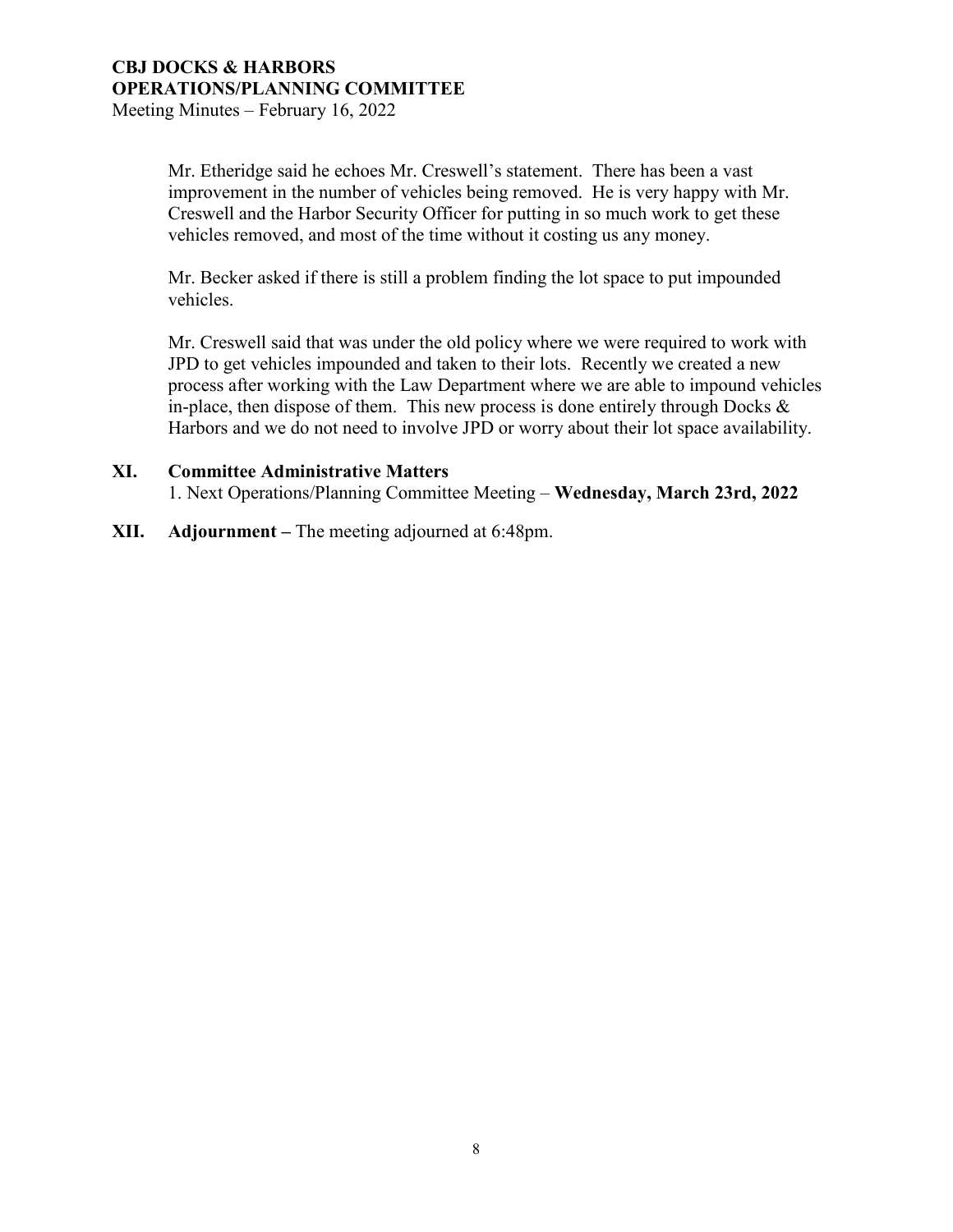Mr. Etheridge said he echoes Mr. Creswell's statement. There has been a vast improvement in the number of vehicles being removed. He is very happy with Mr. Creswell and the Harbor Security Officer for putting in so much work to get these vehicles removed, and most of the time without it costing us any money.

Mr. Becker asked if there is still a problem finding the lot space to put impounded vehicles.

Mr. Creswell said that was under the old policy where we were required to work with JPD to get vehicles impounded and taken to their lots. Recently we created a new process after working with the Law Department where we are able to impound vehicles in-place, then dispose of them. This new process is done entirely through Docks & Harbors and we do not need to involve JPD or worry about their lot space availability.

## XI. Committee Administrative Matters

1. Next Operations/Planning Committee Meeting – **Wednesday, March 23rd, 2022**

## XII. Adjournment – The meeting adjourned at 6:48pm.